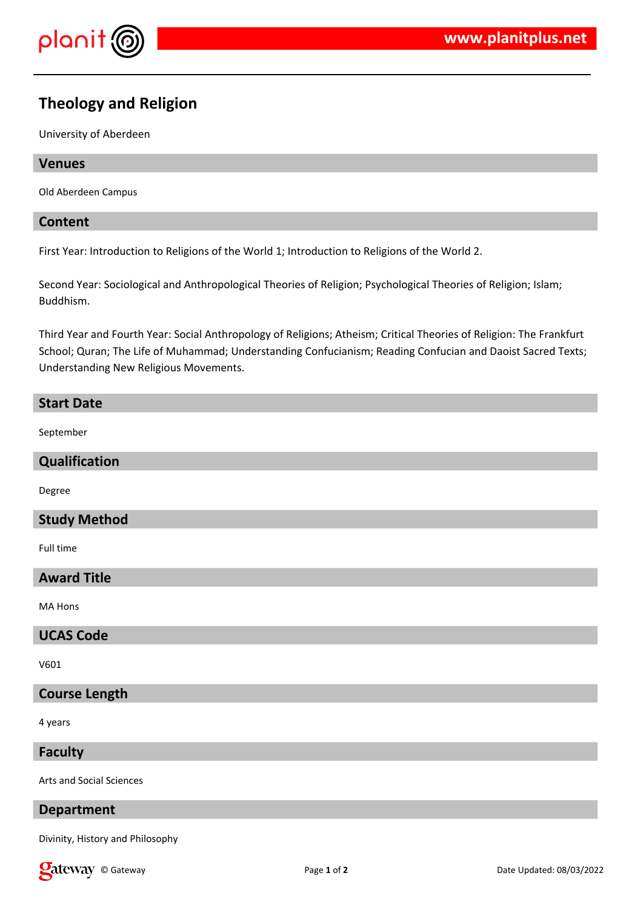# Theology and Religion

University of Aberdeen

## Venues

Old Aberdeen Campus

## Content

First Year: Introduction to Religions of the World 1; Introduction to Religions of the World 2.

Second Year: Sociological and Anthropological Theories of Religion; Psychological Theories of Religion; Islam; Buddhism.

Third Year and Fourth Year: Social Anthropology of Religions; Atheism; Critical Theories of Religion: The Frankfurt School; Quran; The Life of Muhammad; Understanding Confucianism; Reading Confucian and Daoist Sacred Texts; Understanding New Religious Movements.

## Start Date

September

## Qualification

Degree

## Study Method

Full time

## Award Title

MA Hons

## UCAS Code

V601

## Course Length

4 years

## Faculty

Arts and Social Sciences

## Department

Divinity, History and Philosophy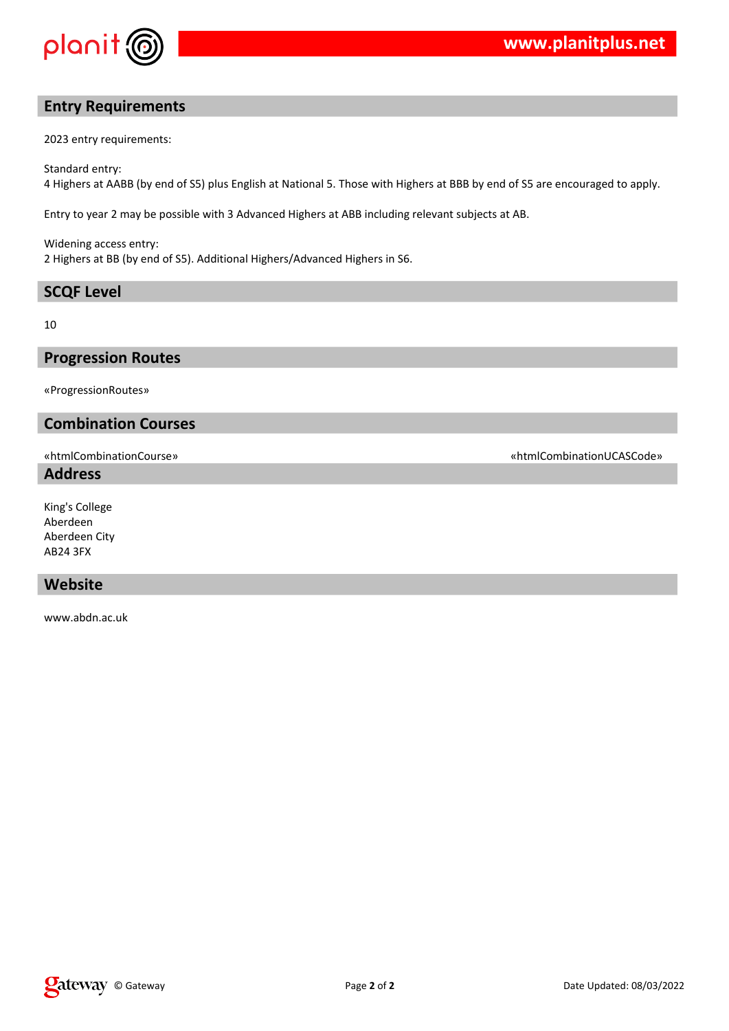## Entry Requirements

2023 entry requirements:

Standard entry:
4 Highers at AABB (by end of S5) plus English at National 5. Those with Highers at BBB by end of S5 are encouraged to apply.

Entry to year 2 may be possible with 3 Advanced Highers at ABB including relevant subjects at AB.

Widening access entry:
2 Highers at BB (by end of S5). Additional Highers/Advanced Highers in S6.

## SCQF Level

10

## Progression Routes

«ProgressionRoutes»

## Combination Courses

«htmlCombinationCourse» «htmlCombinationUCASCode»

## Address

King's College
Aberdeen
Aberdeen City
AB24 3FX

## Website

www.abdn.ac.uk